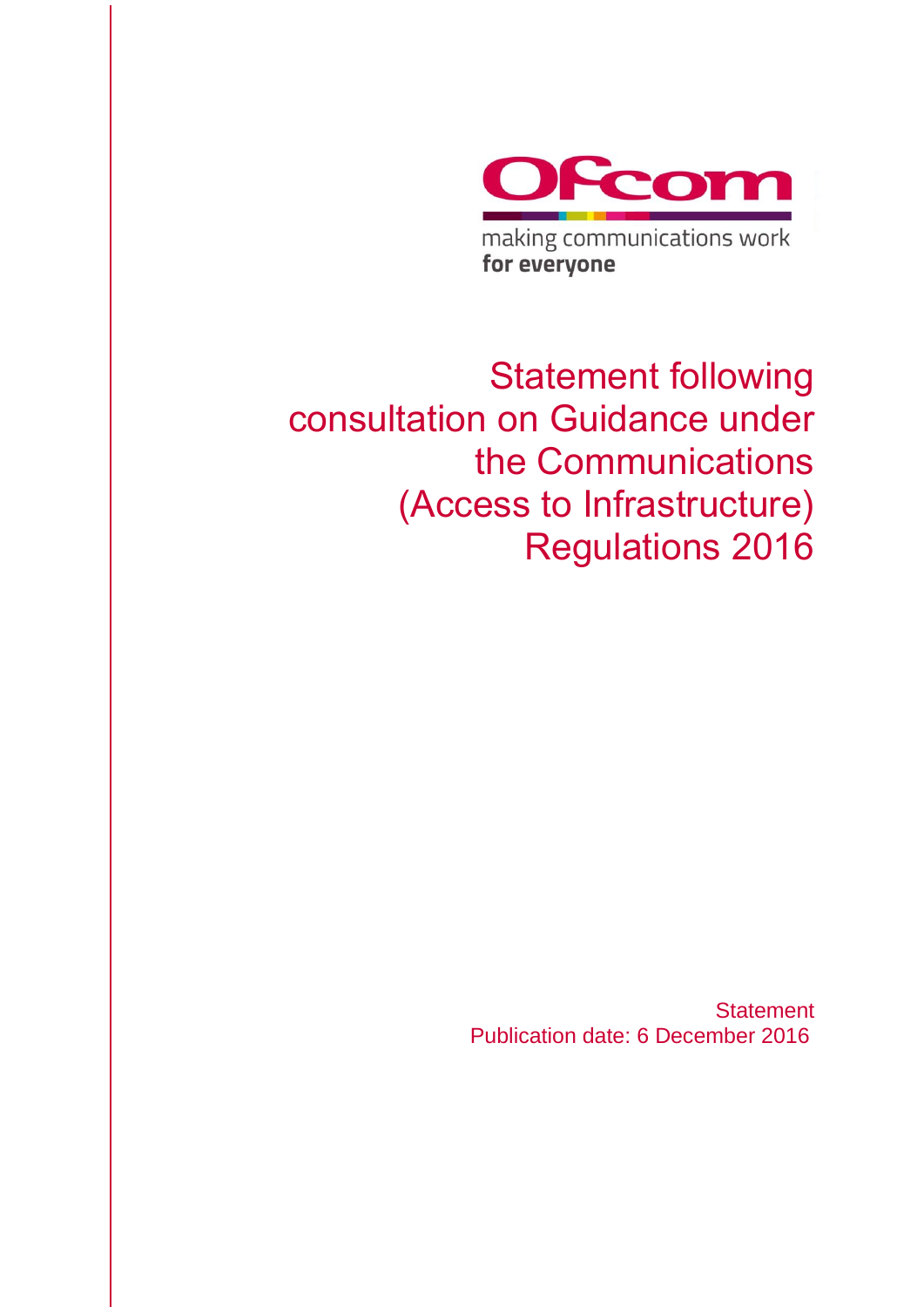Ofcom

making communications work
**for everyone**

# Statement following consultation on Guidance under the Communications (Access to Infrastructure) Regulations 2016

Statement

Publication date: 6 December 2016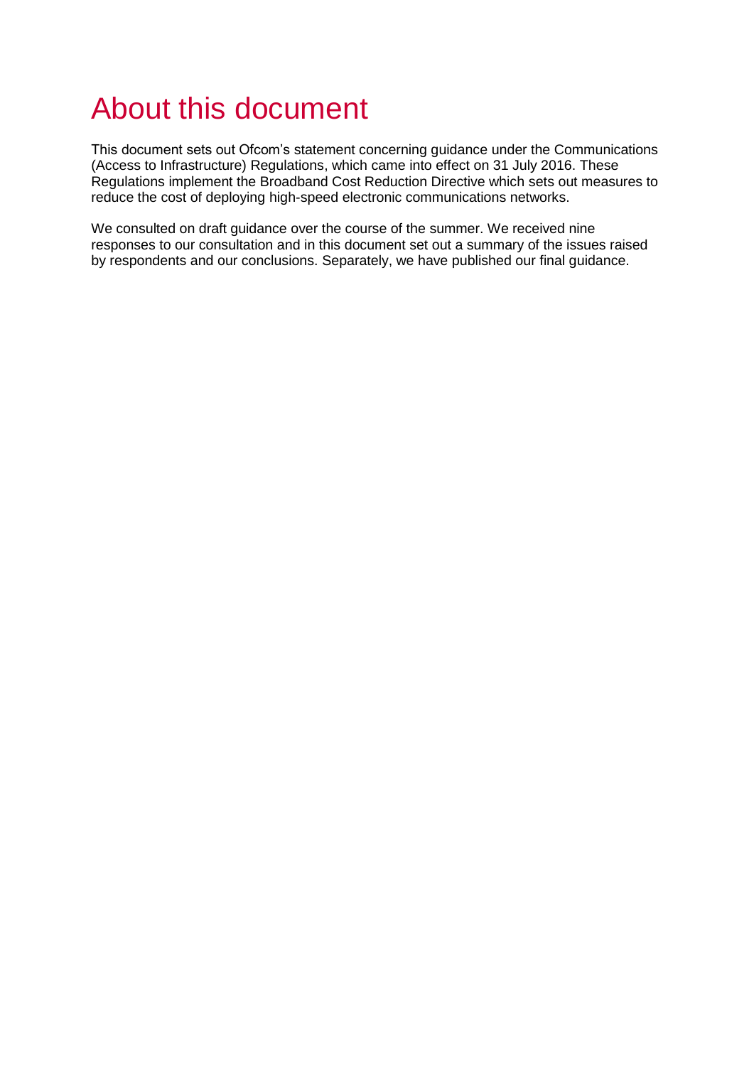# About this document

This document sets out Ofcom's statement concerning guidance under the Communications (Access to Infrastructure) Regulations, which came into effect on 31 July 2016. These Regulations implement the Broadband Cost Reduction Directive which sets out measures to reduce the cost of deploying high-speed electronic communications networks.

We consulted on draft guidance over the course of the summer. We received nine responses to our consultation and in this document set out a summary of the issues raised by respondents and our conclusions. Separately, we have published our final guidance.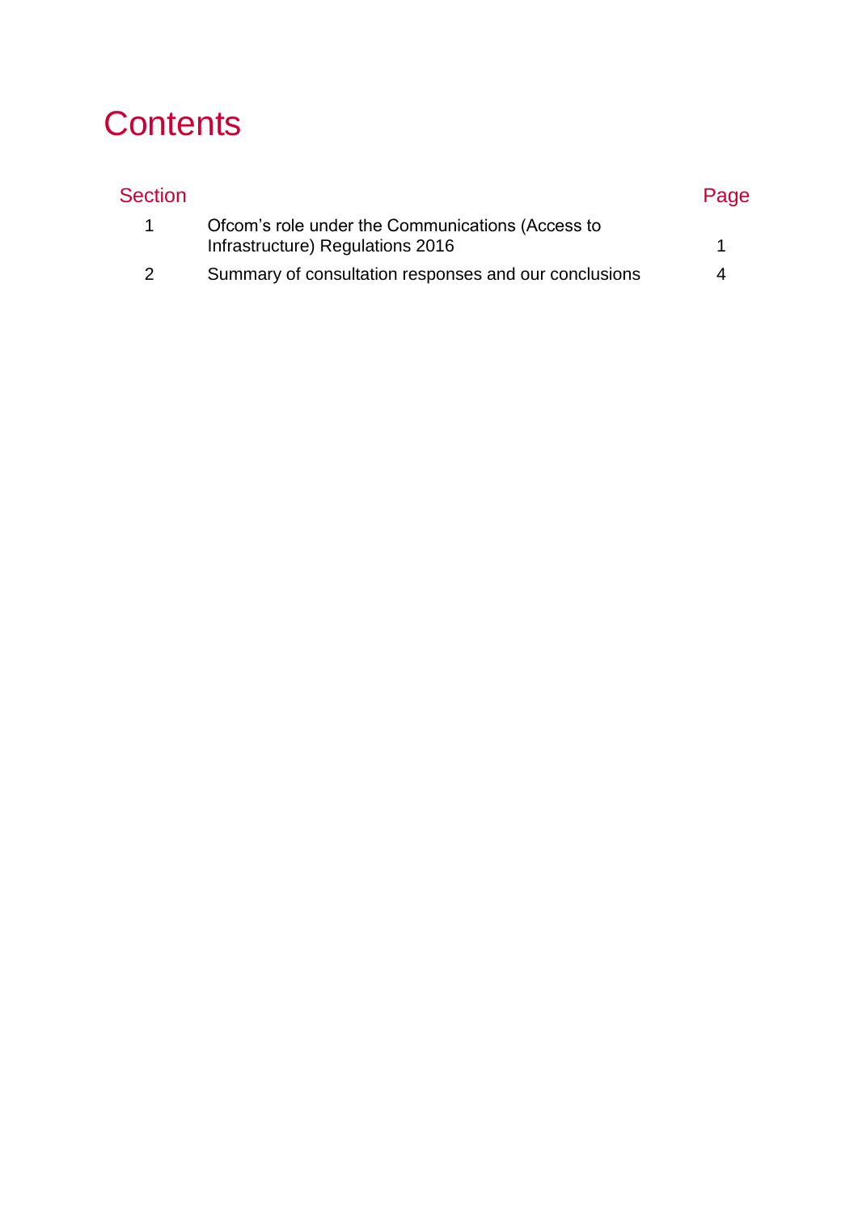# Contents

| Section | | Page |
|---|---|---|
| 1 | Ofcom’s role under the Communications (Access to Infrastructure) Regulations 2016 | 1 |
| 2 | Summary of consultation responses and our conclusions | 4 |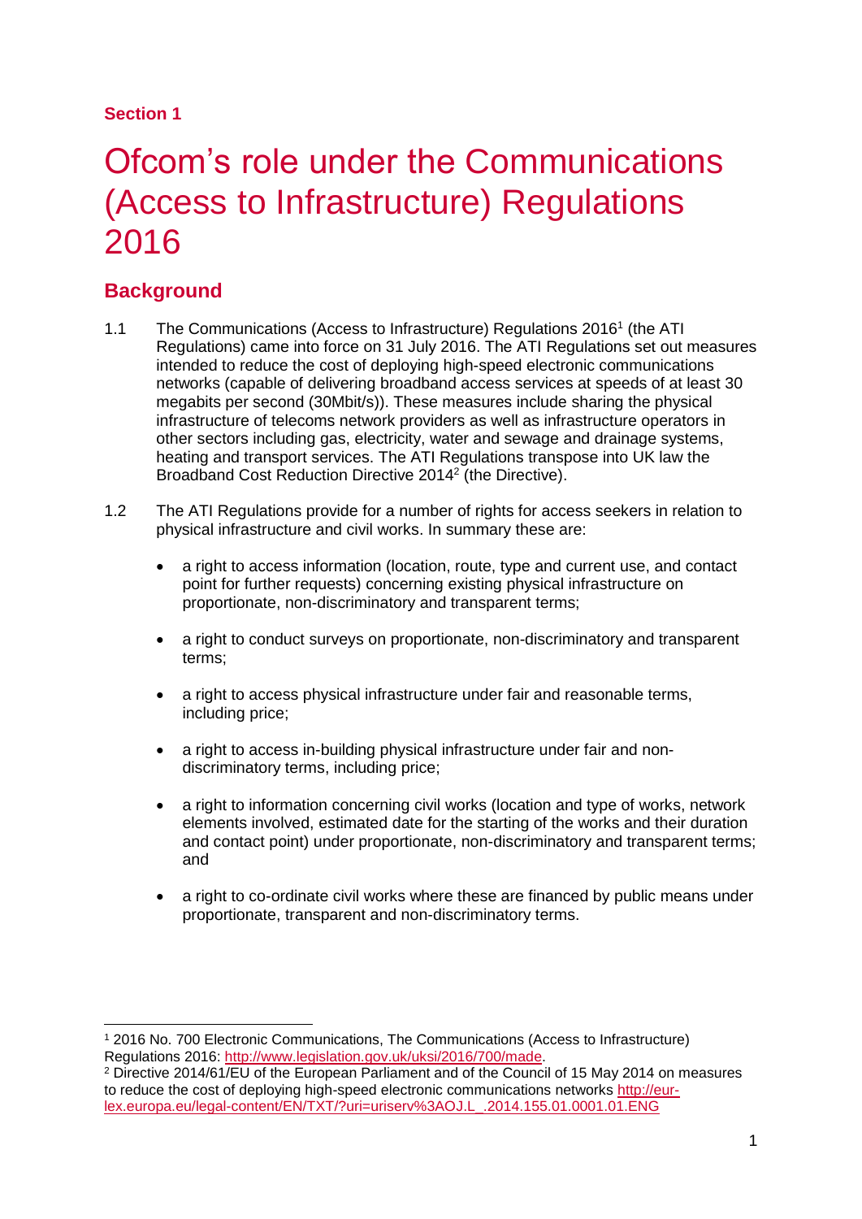**Section 1**

# Ofcom's role under the Communications (Access to Infrastructure) Regulations 2016

## Background

1.1 The Communications (Access to Infrastructure) Regulations 2016[1] (the ATI Regulations) came into force on 31 July 2016. The ATI Regulations set out measures intended to reduce the cost of deploying high-speed electronic communications networks (capable of delivering broadband access services at speeds of at least 30 megabits per second (30Mbit/s)). These measures include sharing the physical infrastructure of telecoms network providers as well as infrastructure operators in other sectors including gas, electricity, water and sewage and drainage systems, heating and transport services. The ATI Regulations transpose into UK law the Broadband Cost Reduction Directive 2014[2] (the Directive).

1.2 The ATI Regulations provide for a number of rights for access seekers in relation to physical infrastructure and civil works. In summary these are:

- a right to access information (location, route, type and current use, and contact point for further requests) concerning existing physical infrastructure on proportionate, non-discriminatory and transparent terms;
- a right to conduct surveys on proportionate, non-discriminatory and transparent terms;
- a right to access physical infrastructure under fair and reasonable terms, including price;
- a right to access in-building physical infrastructure under fair and non-discriminatory terms, including price;
- a right to information concerning civil works (location and type of works, network elements involved, estimated date for the starting of the works and their duration and contact point) under proportionate, non-discriminatory and transparent terms; and
- a right to co-ordinate civil works where these are financed by public means under proportionate, transparent and non-discriminatory terms.

---

[1] 2016 No. 700 Electronic Communications, The Communications (Access to Infrastructure) Regulations 2016: http://www.legislation.gov.uk/uksi/2016/700/made.

[2] Directive 2014/61/EU of the European Parliament and of the Council of 15 May 2014 on measures to reduce the cost of deploying high-speed electronic communications networks http://eur-lex.europa.eu/legal-content/EN/TXT/?uri=uriserv%3AOJ.L_.2014.155.01.0001.01.ENG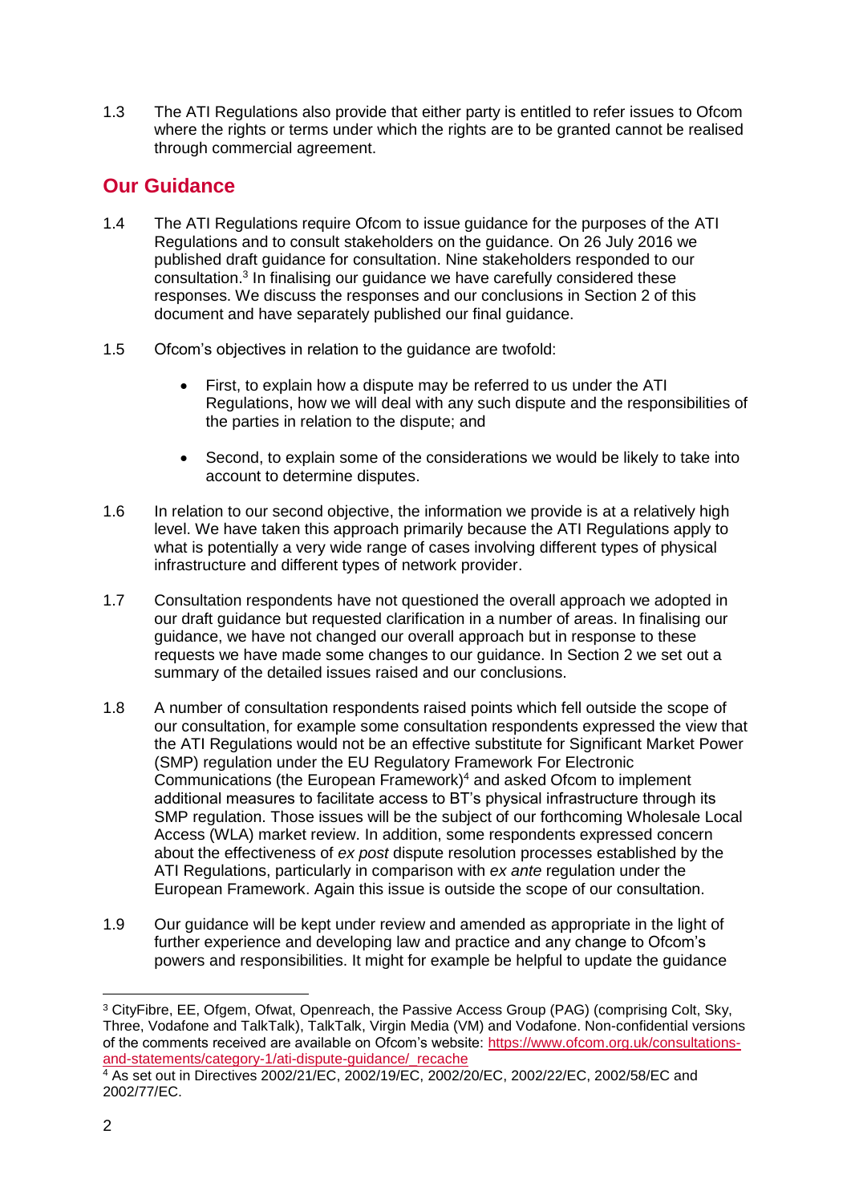1.3 The ATI Regulations also provide that either party is entitled to refer issues to Ofcom where the rights or terms under which the rights are to be granted cannot be realised through commercial agreement.

## Our Guidance

1.4 The ATI Regulations require Ofcom to issue guidance for the purposes of the ATI Regulations and to consult stakeholders on the guidance. On 26 July 2016 we published draft guidance for consultation. Nine stakeholders responded to our consultation.[3] In finalising our guidance we have carefully considered these responses. We discuss the responses and our conclusions in Section 2 of this document and have separately published our final guidance.

1.5 Ofcom's objectives in relation to the guidance are twofold:

- First, to explain how a dispute may be referred to us under the ATI Regulations, how we will deal with any such dispute and the responsibilities of the parties in relation to the dispute; and
- Second, to explain some of the considerations we would be likely to take into account to determine disputes.

1.6 In relation to our second objective, the information we provide is at a relatively high level. We have taken this approach primarily because the ATI Regulations apply to what is potentially a very wide range of cases involving different types of physical infrastructure and different types of network provider.

1.7 Consultation respondents have not questioned the overall approach we adopted in our draft guidance but requested clarification in a number of areas. In finalising our guidance, we have not changed our overall approach but in response to these requests we have made some changes to our guidance. In Section 2 we set out a summary of the detailed issues raised and our conclusions.

1.8 A number of consultation respondents raised points which fell outside the scope of our consultation, for example some consultation respondents expressed the view that the ATI Regulations would not be an effective substitute for Significant Market Power (SMP) regulation under the EU Regulatory Framework For Electronic Communications (the European Framework)[4] and asked Ofcom to implement additional measures to facilitate access to BT's physical infrastructure through its SMP regulation. Those issues will be the subject of our forthcoming Wholesale Local Access (WLA) market review. In addition, some respondents expressed concern about the effectiveness of *ex post* dispute resolution processes established by the ATI Regulations, particularly in comparison with *ex ante* regulation under the European Framework. Again this issue is outside the scope of our consultation.

1.9 Our guidance will be kept under review and amended as appropriate in the light of further experience and developing law and practice and any change to Ofcom's powers and responsibilities. It might for example be helpful to update the guidance

---

[3] CityFibre, EE, Ofgem, Ofwat, Openreach, the Passive Access Group (PAG) (comprising Colt, Sky, Three, Vodafone and TalkTalk), TalkTalk, Virgin Media (VM) and Vodafone. Non-confidential versions of the comments received are available on Ofcom's website: https://www.ofcom.org.uk/consultations-and-statements/category-1/ati-dispute-guidance/_recache

[4] As set out in Directives 2002/21/EC, 2002/19/EC, 2002/20/EC, 2002/22/EC, 2002/58/EC and 2002/77/EC.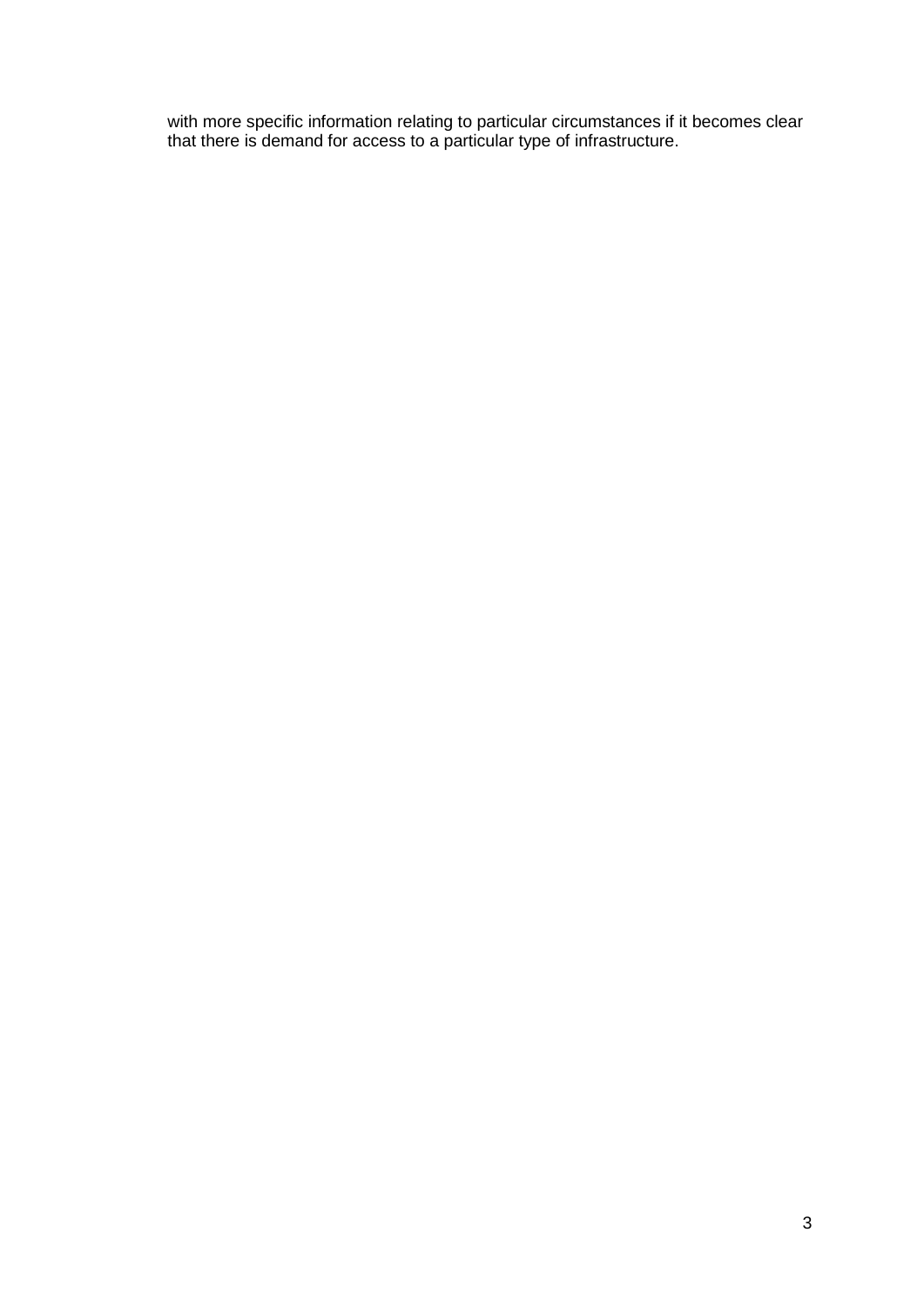with more specific information relating to particular circumstances if it becomes clear that there is demand for access to a particular type of infrastructure.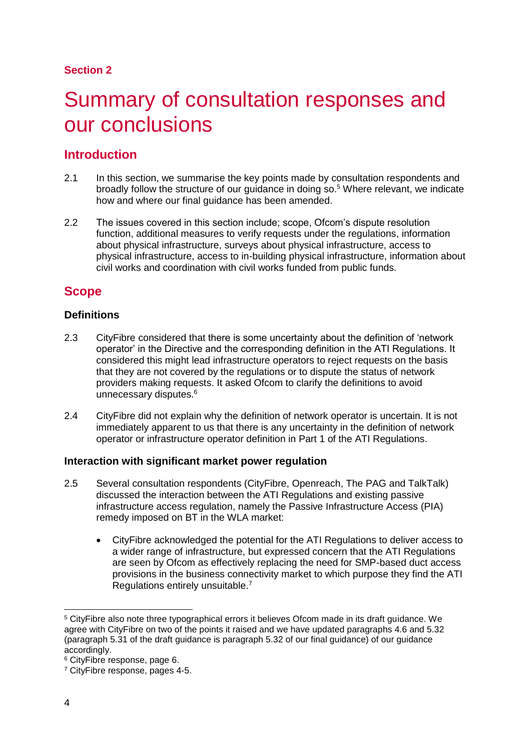Section 2

# Summary of consultation responses and our conclusions

## Introduction

2.1 In this section, we summarise the key points made by consultation respondents and broadly follow the structure of our guidance in doing so.[5] Where relevant, we indicate how and where our final guidance has been amended.

2.2 The issues covered in this section include; scope, Ofcom's dispute resolution function, additional measures to verify requests under the regulations, information about physical infrastructure, surveys about physical infrastructure, access to physical infrastructure, access to in-building physical infrastructure, information about civil works and coordination with civil works funded from public funds.

## Scope

### Definitions

2.3 CityFibre considered that there is some uncertainty about the definition of 'network operator' in the Directive and the corresponding definition in the ATI Regulations. It considered this might lead infrastructure operators to reject requests on the basis that they are not covered by the regulations or to dispute the status of network providers making requests. It asked Ofcom to clarify the definitions to avoid unnecessary disputes.[6]

2.4 CityFibre did not explain why the definition of network operator is uncertain. It is not immediately apparent to us that there is any uncertainty in the definition of network operator or infrastructure operator definition in Part 1 of the ATI Regulations.

### Interaction with significant market power regulation

2.5 Several consultation respondents (CityFibre, Openreach, The PAG and TalkTalk) discussed the interaction between the ATI Regulations and existing passive infrastructure access regulation, namely the Passive Infrastructure Access (PIA) remedy imposed on BT in the WLA market:

- CityFibre acknowledged the potential for the ATI Regulations to deliver access to a wider range of infrastructure, but expressed concern that the ATI Regulations are seen by Ofcom as effectively replacing the need for SMP-based duct access provisions in the business connectivity market to which purpose they find the ATI Regulations entirely unsuitable.[7]

---

[5] CityFibre also note three typographical errors it believes Ofcom made in its draft guidance. We agree with CityFibre on two of the points it raised and we have updated paragraphs 4.6 and 5.32 (paragraph 5.31 of the draft guidance is paragraph 5.32 of our final guidance) of our guidance accordingly.

[6] CityFibre response, page 6.

[7] CityFibre response, pages 4-5.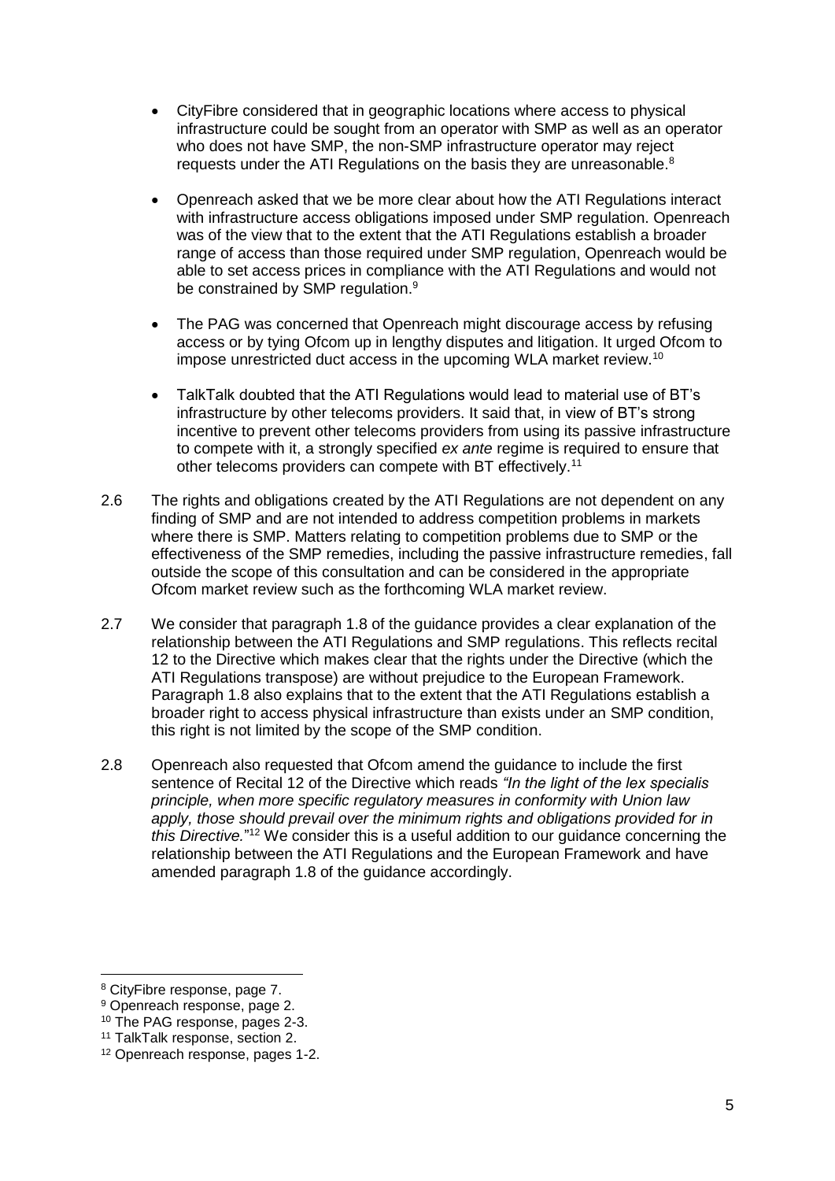- CityFibre considered that in geographic locations where access to physical infrastructure could be sought from an operator with SMP as well as an operator who does not have SMP, the non-SMP infrastructure operator may reject requests under the ATI Regulations on the basis they are unreasonable.[8]

- Openreach asked that we be more clear about how the ATI Regulations interact with infrastructure access obligations imposed under SMP regulation. Openreach was of the view that to the extent that the ATI Regulations establish a broader range of access than those required under SMP regulation, Openreach would be able to set access prices in compliance with the ATI Regulations and would not be constrained by SMP regulation.[9]

- The PAG was concerned that Openreach might discourage access by refusing access or by tying Ofcom up in lengthy disputes and litigation. It urged Ofcom to impose unrestricted duct access in the upcoming WLA market review.[10]

- TalkTalk doubted that the ATI Regulations would lead to material use of BT's infrastructure by other telecoms providers. It said that, in view of BT's strong incentive to prevent other telecoms providers from using its passive infrastructure to compete with it, a strongly specified *ex ante* regime is required to ensure that other telecoms providers can compete with BT effectively.[11]

2.6 The rights and obligations created by the ATI Regulations are not dependent on any finding of SMP and are not intended to address competition problems in markets where there is SMP. Matters relating to competition problems due to SMP or the effectiveness of the SMP remedies, including the passive infrastructure remedies, fall outside the scope of this consultation and can be considered in the appropriate Ofcom market review such as the forthcoming WLA market review.

2.7 We consider that paragraph 1.8 of the guidance provides a clear explanation of the relationship between the ATI Regulations and SMP regulations. This reflects recital 12 to the Directive which makes clear that the rights under the Directive (which the ATI Regulations transpose) are without prejudice to the European Framework. Paragraph 1.8 also explains that to the extent that the ATI Regulations establish a broader right to access physical infrastructure than exists under an SMP condition, this right is not limited by the scope of the SMP condition.

2.8 Openreach also requested that Ofcom amend the guidance to include the first sentence of Recital 12 of the Directive which reads *"In the light of the lex specialis principle, when more specific regulatory measures in conformity with Union law apply, those should prevail over the minimum rights and obligations provided for in this Directive.*"[12] We consider this is a useful addition to our guidance concerning the relationship between the ATI Regulations and the European Framework and have amended paragraph 1.8 of the guidance accordingly.

---

[8] CityFibre response, page 7.

[9] Openreach response, page 2.

[10] The PAG response, pages 2-3.

[11] TalkTalk response, section 2.

[12] Openreach response, pages 1-2.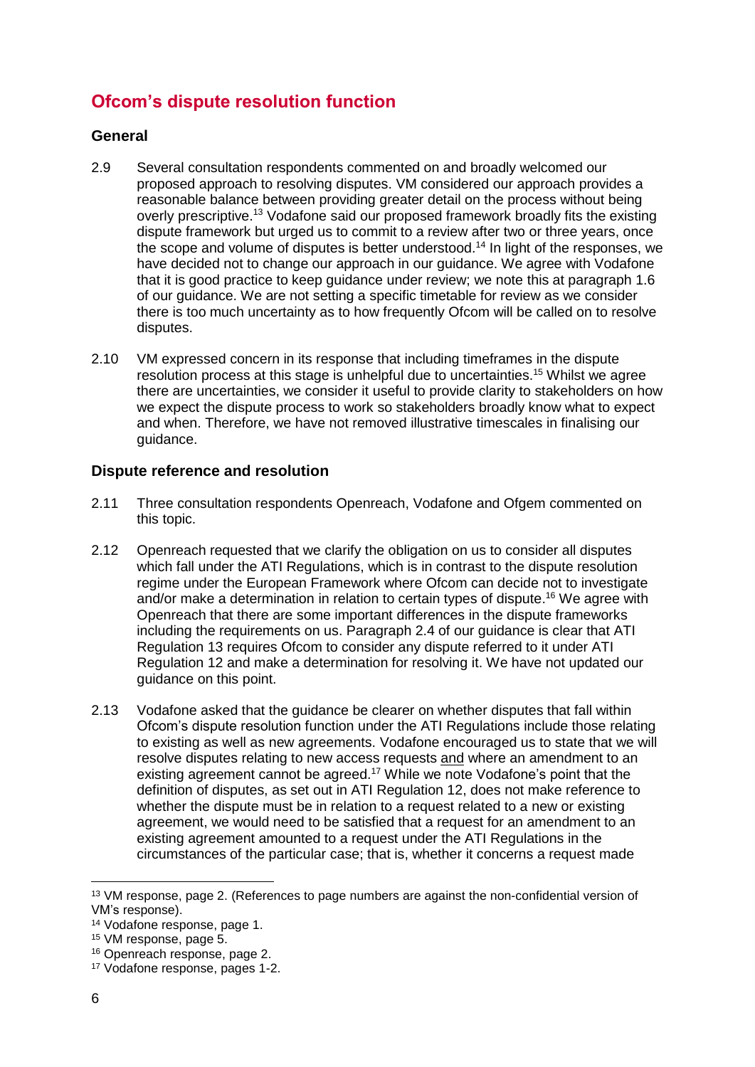## Ofcom's dispute resolution function

### General

2.9 Several consultation respondents commented on and broadly welcomed our proposed approach to resolving disputes. VM considered our approach provides a reasonable balance between providing greater detail on the process without being overly prescriptive.[13] Vodafone said our proposed framework broadly fits the existing dispute framework but urged us to commit to a review after two or three years, once the scope and volume of disputes is better understood.[14] In light of the responses, we have decided not to change our approach in our guidance. We agree with Vodafone that it is good practice to keep guidance under review; we note this at paragraph 1.6 of our guidance. We are not setting a specific timetable for review as we consider there is too much uncertainty as to how frequently Ofcom will be called on to resolve disputes.

2.10 VM expressed concern in its response that including timeframes in the dispute resolution process at this stage is unhelpful due to uncertainties.[15] Whilst we agree there are uncertainties, we consider it useful to provide clarity to stakeholders on how we expect the dispute process to work so stakeholders broadly know what to expect and when. Therefore, we have not removed illustrative timescales in finalising our guidance.

### Dispute reference and resolution

2.11 Three consultation respondents Openreach, Vodafone and Ofgem commented on this topic.

2.12 Openreach requested that we clarify the obligation on us to consider all disputes which fall under the ATI Regulations, which is in contrast to the dispute resolution regime under the European Framework where Ofcom can decide not to investigate and/or make a determination in relation to certain types of dispute.[16] We agree with Openreach that there are some important differences in the dispute frameworks including the requirements on us. Paragraph 2.4 of our guidance is clear that ATI Regulation 13 requires Ofcom to consider any dispute referred to it under ATI Regulation 12 and make a determination for resolving it. We have not updated our guidance on this point.

2.13 Vodafone asked that the guidance be clearer on whether disputes that fall within Ofcom's dispute resolution function under the ATI Regulations include those relating to existing as well as new agreements. Vodafone encouraged us to state that we will resolve disputes relating to new access requests and where an amendment to an existing agreement cannot be agreed.[17] While we note Vodafone's point that the definition of disputes, as set out in ATI Regulation 12, does not make reference to whether the dispute must be in relation to a request related to a new or existing agreement, we would need to be satisfied that a request for an amendment to an existing agreement amounted to a request under the ATI Regulations in the circumstances of the particular case; that is, whether it concerns a request made

---

[13] VM response, page 2. (References to page numbers are against the non-confidential version of VM's response).

[14] Vodafone response, page 1.

[15] VM response, page 5.

[16] Openreach response, page 2.

[17] Vodafone response, pages 1-2.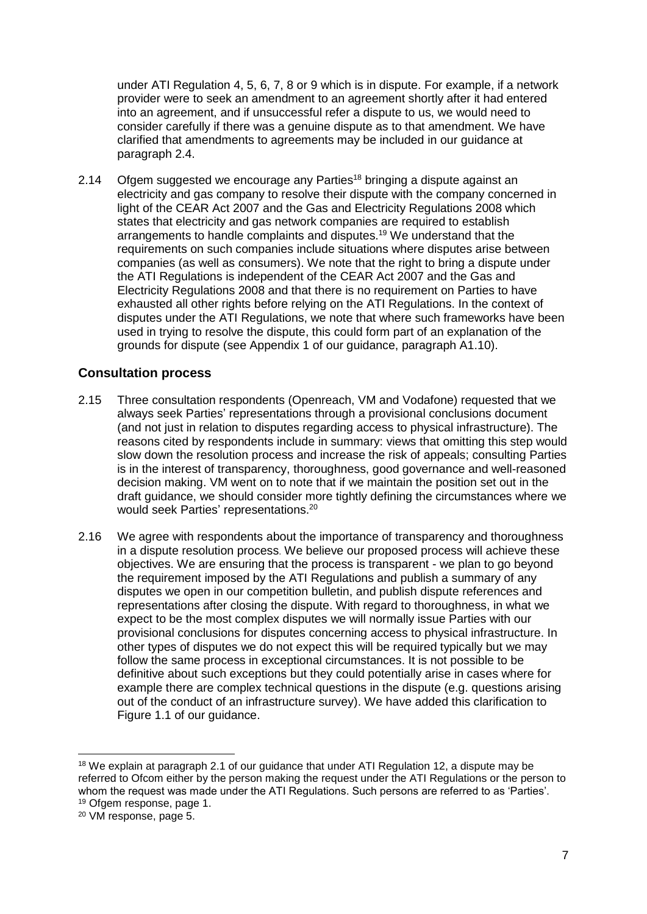under ATI Regulation 4, 5, 6, 7, 8 or 9 which is in dispute. For example, if a network provider were to seek an amendment to an agreement shortly after it had entered into an agreement, and if unsuccessful refer a dispute to us, we would need to consider carefully if there was a genuine dispute as to that amendment. We have clarified that amendments to agreements may be included in our guidance at paragraph 2.4.

2.14 Ofgem suggested we encourage any Parties[18] bringing a dispute against an electricity and gas company to resolve their dispute with the company concerned in light of the CEAR Act 2007 and the Gas and Electricity Regulations 2008 which states that electricity and gas network companies are required to establish arrangements to handle complaints and disputes.[19] We understand that the requirements on such companies include situations where disputes arise between companies (as well as consumers). We note that the right to bring a dispute under the ATI Regulations is independent of the CEAR Act 2007 and the Gas and Electricity Regulations 2008 and that there is no requirement on Parties to have exhausted all other rights before relying on the ATI Regulations. In the context of disputes under the ATI Regulations, we note that where such frameworks have been used in trying to resolve the dispute, this could form part of an explanation of the grounds for dispute (see Appendix 1 of our guidance, paragraph A1.10).

## Consultation process

2.15 Three consultation respondents (Openreach, VM and Vodafone) requested that we always seek Parties' representations through a provisional conclusions document (and not just in relation to disputes regarding access to physical infrastructure). The reasons cited by respondents include in summary: views that omitting this step would slow down the resolution process and increase the risk of appeals; consulting Parties is in the interest of transparency, thoroughness, good governance and well-reasoned decision making. VM went on to note that if we maintain the position set out in the draft guidance, we should consider more tightly defining the circumstances where we would seek Parties' representations.[20]

2.16 We agree with respondents about the importance of transparency and thoroughness in a dispute resolution process. We believe our proposed process will achieve these objectives. We are ensuring that the process is transparent - we plan to go beyond the requirement imposed by the ATI Regulations and publish a summary of any disputes we open in our competition bulletin, and publish dispute references and representations after closing the dispute. With regard to thoroughness, in what we expect to be the most complex disputes we will normally issue Parties with our provisional conclusions for disputes concerning access to physical infrastructure. In other types of disputes we do not expect this will be required typically but we may follow the same process in exceptional circumstances. It is not possible to be definitive about such exceptions but they could potentially arise in cases where for example there are complex technical questions in the dispute (e.g. questions arising out of the conduct of an infrastructure survey). We have added this clarification to Figure 1.1 of our guidance.

[18] We explain at paragraph 2.1 of our guidance that under ATI Regulation 12, a dispute may be referred to Ofcom either by the person making the request under the ATI Regulations or the person to whom the request was made under the ATI Regulations. Such persons are referred to as 'Parties'.

[19] Ofgem response, page 1.

[20] VM response, page 5.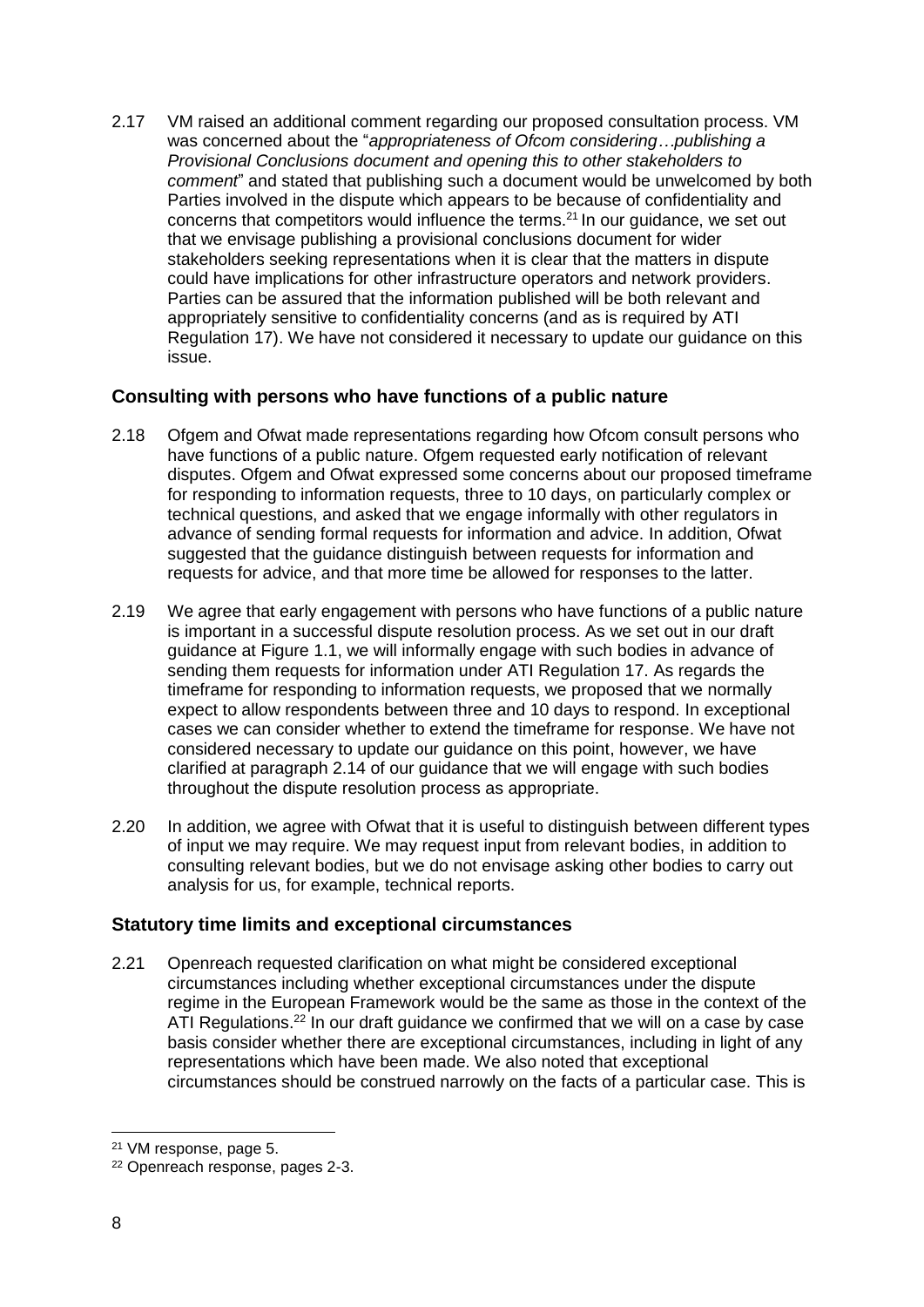2.17 VM raised an additional comment regarding our proposed consultation process. VM was concerned about the "*appropriateness of Ofcom considering…publishing a Provisional Conclusions document and opening this to other stakeholders to comment*" and stated that publishing such a document would be unwelcomed by both Parties involved in the dispute which appears to be because of confidentiality and concerns that competitors would influence the terms.[21] In our guidance, we set out that we envisage publishing a provisional conclusions document for wider stakeholders seeking representations when it is clear that the matters in dispute could have implications for other infrastructure operators and network providers. Parties can be assured that the information published will be both relevant and appropriately sensitive to confidentiality concerns (and as is required by ATI Regulation 17). We have not considered it necessary to update our guidance on this issue.

### Consulting with persons who have functions of a public nature

2.18 Ofgem and Ofwat made representations regarding how Ofcom consult persons who have functions of a public nature. Ofgem requested early notification of relevant disputes. Ofgem and Ofwat expressed some concerns about our proposed timeframe for responding to information requests, three to 10 days, on particularly complex or technical questions, and asked that we engage informally with other regulators in advance of sending formal requests for information and advice. In addition, Ofwat suggested that the guidance distinguish between requests for information and requests for advice, and that more time be allowed for responses to the latter.

2.19 We agree that early engagement with persons who have functions of a public nature is important in a successful dispute resolution process. As we set out in our draft guidance at Figure 1.1, we will informally engage with such bodies in advance of sending them requests for information under ATI Regulation 17. As regards the timeframe for responding to information requests, we proposed that we normally expect to allow respondents between three and 10 days to respond. In exceptional cases we can consider whether to extend the timeframe for response. We have not considered necessary to update our guidance on this point, however, we have clarified at paragraph 2.14 of our guidance that we will engage with such bodies throughout the dispute resolution process as appropriate.

2.20 In addition, we agree with Ofwat that it is useful to distinguish between different types of input we may require. We may request input from relevant bodies, in addition to consulting relevant bodies, but we do not envisage asking other bodies to carry out analysis for us, for example, technical reports.

### Statutory time limits and exceptional circumstances

2.21 Openreach requested clarification on what might be considered exceptional circumstances including whether exceptional circumstances under the dispute regime in the European Framework would be the same as those in the context of the ATI Regulations.[22] In our draft guidance we confirmed that we will on a case by case basis consider whether there are exceptional circumstances, including in light of any representations which have been made. We also noted that exceptional circumstances should be construed narrowly on the facts of a particular case. This is

[21] VM response, page 5.

[22] Openreach response, pages 2-3.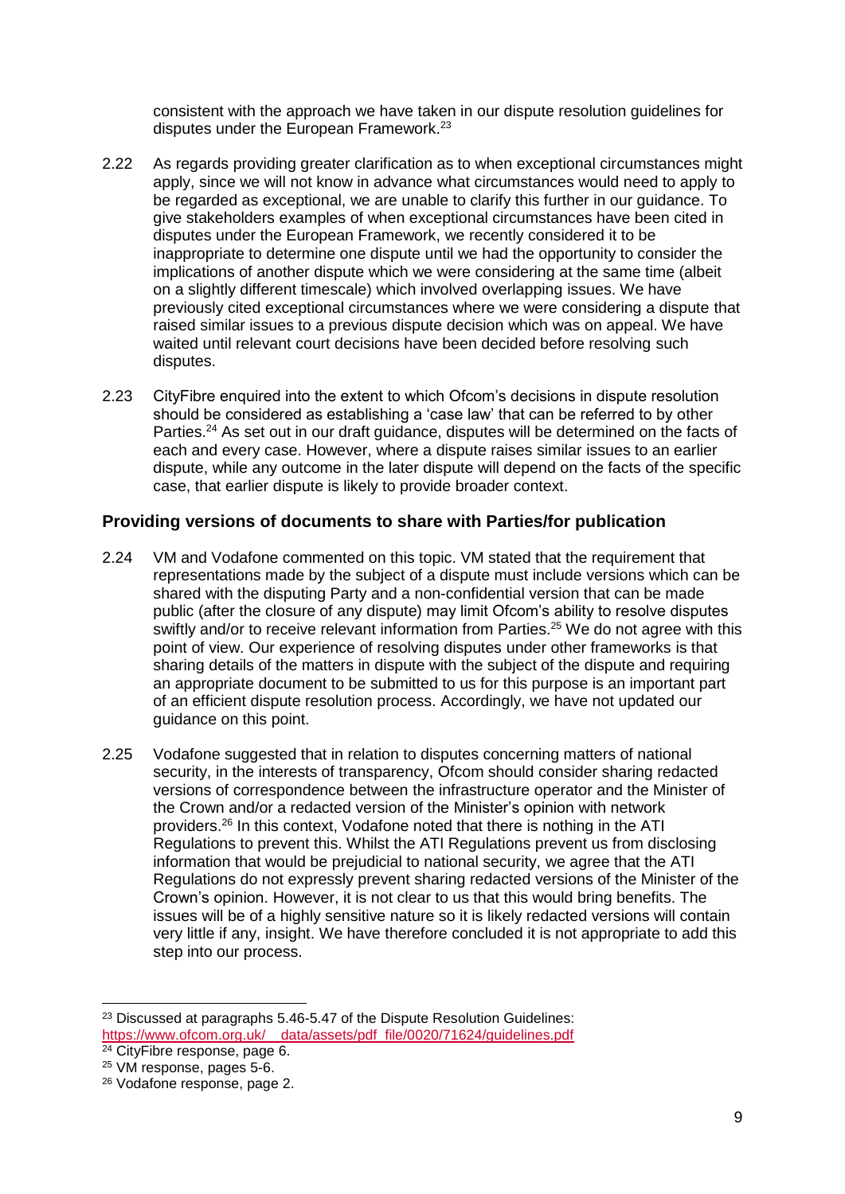consistent with the approach we have taken in our dispute resolution guidelines for disputes under the European Framework.[23]

2.22 As regards providing greater clarification as to when exceptional circumstances might apply, since we will not know in advance what circumstances would need to apply to be regarded as exceptional, we are unable to clarify this further in our guidance. To give stakeholders examples of when exceptional circumstances have been cited in disputes under the European Framework, we recently considered it to be inappropriate to determine one dispute until we had the opportunity to consider the implications of another dispute which we were considering at the same time (albeit on a slightly different timescale) which involved overlapping issues. We have previously cited exceptional circumstances where we were considering a dispute that raised similar issues to a previous dispute decision which was on appeal. We have waited until relevant court decisions have been decided before resolving such disputes.

2.23 CityFibre enquired into the extent to which Ofcom's decisions in dispute resolution should be considered as establishing a 'case law' that can be referred to by other Parties.[24] As set out in our draft guidance, disputes will be determined on the facts of each and every case. However, where a dispute raises similar issues to an earlier dispute, while any outcome in the later dispute will depend on the facts of the specific case, that earlier dispute is likely to provide broader context.

### Providing versions of documents to share with Parties/for publication

2.24 VM and Vodafone commented on this topic. VM stated that the requirement that representations made by the subject of a dispute must include versions which can be shared with the disputing Party and a non-confidential version that can be made public (after the closure of any dispute) may limit Ofcom's ability to resolve disputes swiftly and/or to receive relevant information from Parties.[25] We do not agree with this point of view. Our experience of resolving disputes under other frameworks is that sharing details of the matters in dispute with the subject of the dispute and requiring an appropriate document to be submitted to us for this purpose is an important part of an efficient dispute resolution process. Accordingly, we have not updated our guidance on this point.

2.25 Vodafone suggested that in relation to disputes concerning matters of national security, in the interests of transparency, Ofcom should consider sharing redacted versions of correspondence between the infrastructure operator and the Minister of the Crown and/or a redacted version of the Minister's opinion with network providers.[26] In this context, Vodafone noted that there is nothing in the ATI Regulations to prevent this. Whilst the ATI Regulations prevent us from disclosing information that would be prejudicial to national security, we agree that the ATI Regulations do not expressly prevent sharing redacted versions of the Minister of the Crown's opinion. However, it is not clear to us that this would bring benefits. The issues will be of a highly sensitive nature so it is likely redacted versions will contain very little if any, insight. We have therefore concluded it is not appropriate to add this step into our process.

---

[23] Discussed at paragraphs 5.46-5.47 of the Dispute Resolution Guidelines: https://www.ofcom.org.uk/__data/assets/pdf_file/0020/71624/guidelines.pdf

[24] CityFibre response, page 6.

[25] VM response, pages 5-6.

[26] Vodafone response, page 2.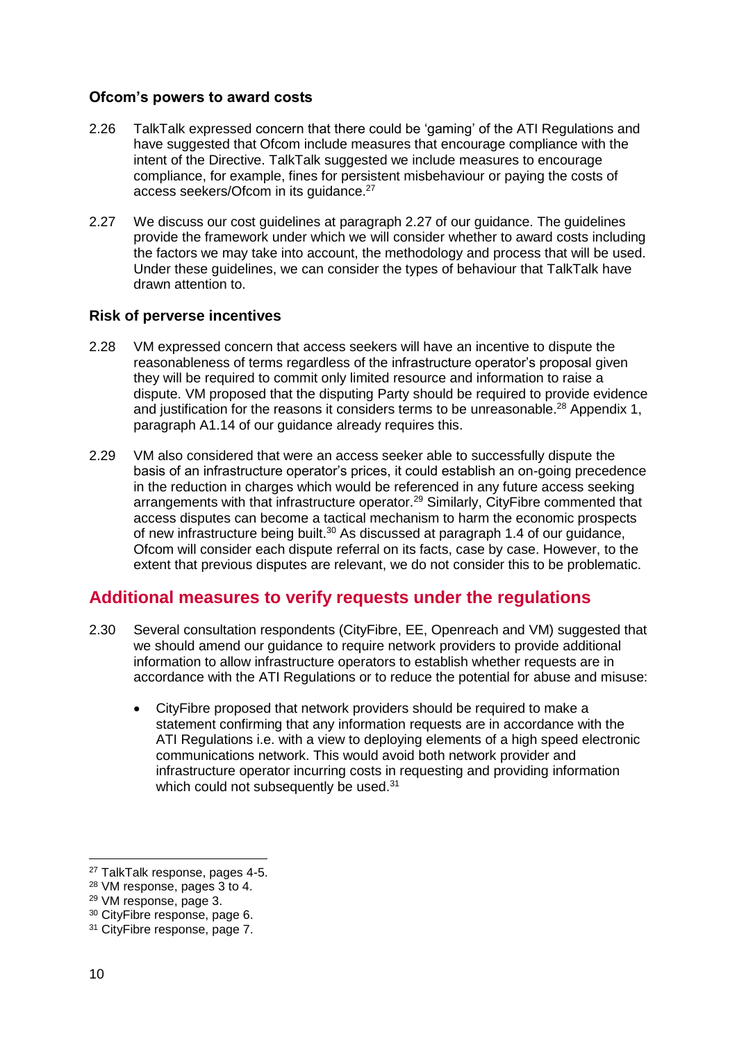### Ofcom's powers to award costs

2.26 TalkTalk expressed concern that there could be 'gaming' of the ATI Regulations and have suggested that Ofcom include measures that encourage compliance with the intent of the Directive. TalkTalk suggested we include measures to encourage compliance, for example, fines for persistent misbehaviour or paying the costs of access seekers/Ofcom in its guidance.[27]

2.27 We discuss our cost guidelines at paragraph 2.27 of our guidance. The guidelines provide the framework under which we will consider whether to award costs including the factors we may take into account, the methodology and process that will be used. Under these guidelines, we can consider the types of behaviour that TalkTalk have drawn attention to.

### Risk of perverse incentives

2.28 VM expressed concern that access seekers will have an incentive to dispute the reasonableness of terms regardless of the infrastructure operator's proposal given they will be required to commit only limited resource and information to raise a dispute. VM proposed that the disputing Party should be required to provide evidence and justification for the reasons it considers terms to be unreasonable.[28] Appendix 1, paragraph A1.14 of our guidance already requires this.

2.29 VM also considered that were an access seeker able to successfully dispute the basis of an infrastructure operator's prices, it could establish an on-going precedence in the reduction in charges which would be referenced in any future access seeking arrangements with that infrastructure operator.[29] Similarly, CityFibre commented that access disputes can become a tactical mechanism to harm the economic prospects of new infrastructure being built.[30] As discussed at paragraph 1.4 of our guidance, Ofcom will consider each dispute referral on its facts, case by case. However, to the extent that previous disputes are relevant, we do not consider this to be problematic.

## Additional measures to verify requests under the regulations

2.30 Several consultation respondents (CityFibre, EE, Openreach and VM) suggested that we should amend our guidance to require network providers to provide additional information to allow infrastructure operators to establish whether requests are in accordance with the ATI Regulations or to reduce the potential for abuse and misuse:

- CityFibre proposed that network providers should be required to make a statement confirming that any information requests are in accordance with the ATI Regulations i.e. with a view to deploying elements of a high speed electronic communications network. This would avoid both network provider and infrastructure operator incurring costs in requesting and providing information which could not subsequently be used.[31]

---

[27] TalkTalk response, pages 4-5.

[28] VM response, pages 3 to 4.

[29] VM response, page 3.

[30] CityFibre response, page 6.

[31] CityFibre response, page 7.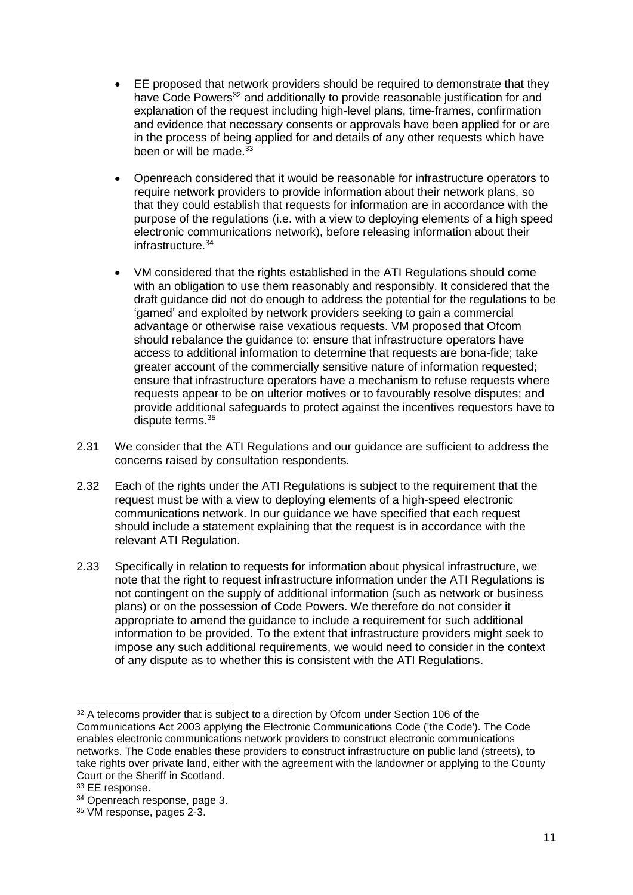- EE proposed that network providers should be required to demonstrate that they have Code Powers[32] and additionally to provide reasonable justification for and explanation of the request including high-level plans, time-frames, confirmation and evidence that necessary consents or approvals have been applied for or are in the process of being applied for and details of any other requests which have been or will be made.[33]

- Openreach considered that it would be reasonable for infrastructure operators to require network providers to provide information about their network plans, so that they could establish that requests for information are in accordance with the purpose of the regulations (i.e. with a view to deploying elements of a high speed electronic communications network), before releasing information about their infrastructure.[34]

- VM considered that the rights established in the ATI Regulations should come with an obligation to use them reasonably and responsibly. It considered that the draft guidance did not do enough to address the potential for the regulations to be 'gamed' and exploited by network providers seeking to gain a commercial advantage or otherwise raise vexatious requests. VM proposed that Ofcom should rebalance the guidance to: ensure that infrastructure operators have access to additional information to determine that requests are bona-fide; take greater account of the commercially sensitive nature of information requested; ensure that infrastructure operators have a mechanism to refuse requests where requests appear to be on ulterior motives or to favourably resolve disputes; and provide additional safeguards to protect against the incentives requestors have to dispute terms.[35]

2.31 We consider that the ATI Regulations and our guidance are sufficient to address the concerns raised by consultation respondents.

2.32 Each of the rights under the ATI Regulations is subject to the requirement that the request must be with a view to deploying elements of a high-speed electronic communications network. In our guidance we have specified that each request should include a statement explaining that the request is in accordance with the relevant ATI Regulation.

2.33 Specifically in relation to requests for information about physical infrastructure, we note that the right to request infrastructure information under the ATI Regulations is not contingent on the supply of additional information (such as network or business plans) or on the possession of Code Powers. We therefore do not consider it appropriate to amend the guidance to include a requirement for such additional information to be provided. To the extent that infrastructure providers might seek to impose any such additional requirements, we would need to consider in the context of any dispute as to whether this is consistent with the ATI Regulations.

---

[32] A telecoms provider that is subject to a direction by Ofcom under Section 106 of the Communications Act 2003 applying the Electronic Communications Code ('the Code'). The Code enables electronic communications network providers to construct electronic communications networks. The Code enables these providers to construct infrastructure on public land (streets), to take rights over private land, either with the agreement with the landowner or applying to the County Court or the Sheriff in Scotland.

[33] EE response.

[34] Openreach response, page 3.

[35] VM response, pages 2-3.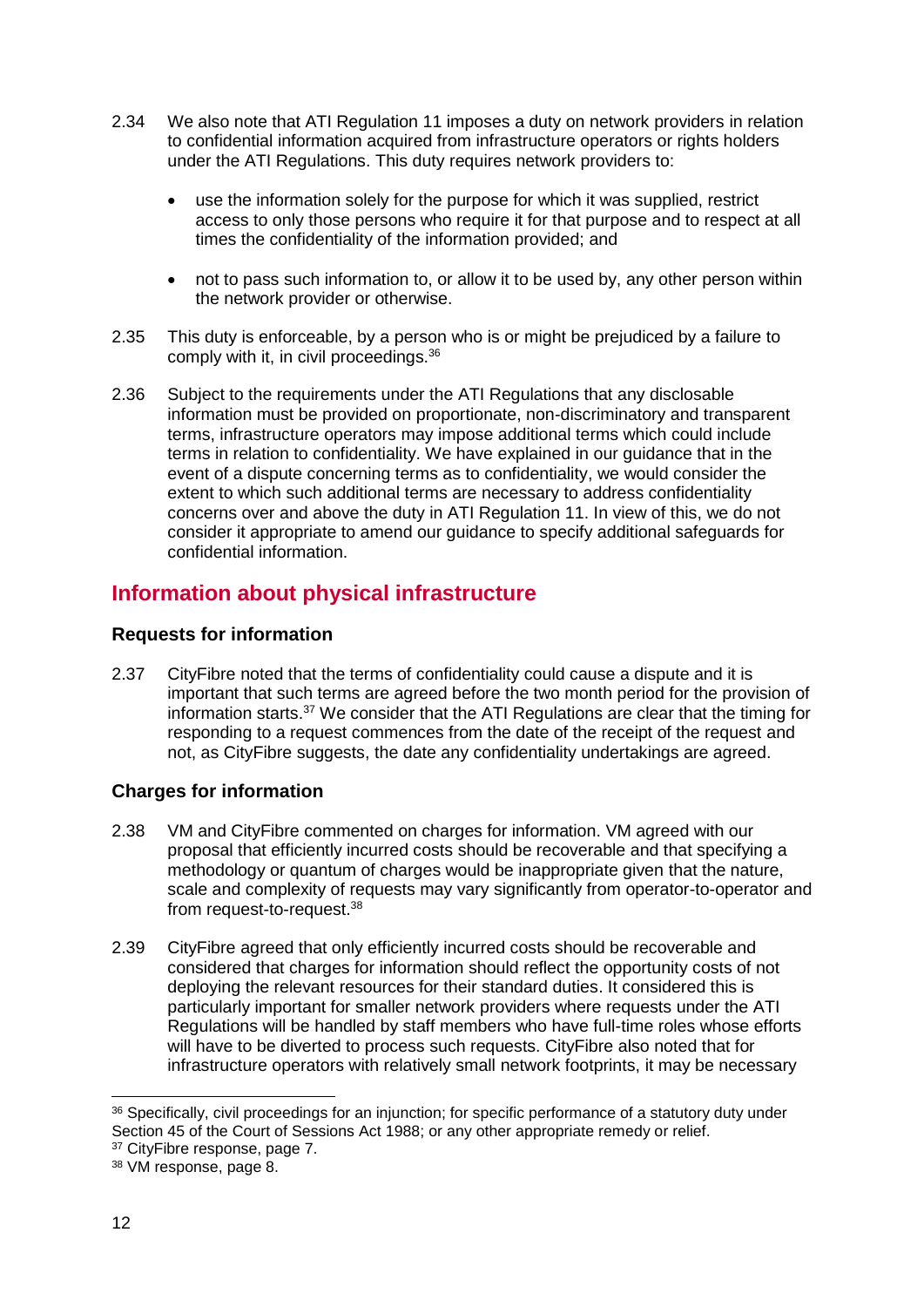2.34 We also note that ATI Regulation 11 imposes a duty on network providers in relation to confidential information acquired from infrastructure operators or rights holders under the ATI Regulations. This duty requires network providers to:

- use the information solely for the purpose for which it was supplied, restrict access to only those persons who require it for that purpose and to respect at all times the confidentiality of the information provided; and
- not to pass such information to, or allow it to be used by, any other person within the network provider or otherwise.

2.35 This duty is enforceable, by a person who is or might be prejudiced by a failure to comply with it, in civil proceedings.[36]

2.36 Subject to the requirements under the ATI Regulations that any disclosable information must be provided on proportionate, non-discriminatory and transparent terms, infrastructure operators may impose additional terms which could include terms in relation to confidentiality. We have explained in our guidance that in the event of a dispute concerning terms as to confidentiality, we would consider the extent to which such additional terms are necessary to address confidentiality concerns over and above the duty in ATI Regulation 11. In view of this, we do not consider it appropriate to amend our guidance to specify additional safeguards for confidential information.

## Information about physical infrastructure

### Requests for information

2.37 CityFibre noted that the terms of confidentiality could cause a dispute and it is important that such terms are agreed before the two month period for the provision of information starts.[37] We consider that the ATI Regulations are clear that the timing for responding to a request commences from the date of the receipt of the request and not, as CityFibre suggests, the date any confidentiality undertakings are agreed.

### Charges for information

2.38 VM and CityFibre commented on charges for information. VM agreed with our proposal that efficiently incurred costs should be recoverable and that specifying a methodology or quantum of charges would be inappropriate given that the nature, scale and complexity of requests may vary significantly from operator-to-operator and from request-to-request.[38]

2.39 CityFibre agreed that only efficiently incurred costs should be recoverable and considered that charges for information should reflect the opportunity costs of not deploying the relevant resources for their standard duties. It considered this is particularly important for smaller network providers where requests under the ATI Regulations will be handled by staff members who have full-time roles whose efforts will have to be diverted to process such requests. CityFibre also noted that for infrastructure operators with relatively small network footprints, it may be necessary

---

[36] Specifically, civil proceedings for an injunction; for specific performance of a statutory duty under Section 45 of the Court of Sessions Act 1988; or any other appropriate remedy or relief.

[37] CityFibre response, page 7.

[38] VM response, page 8.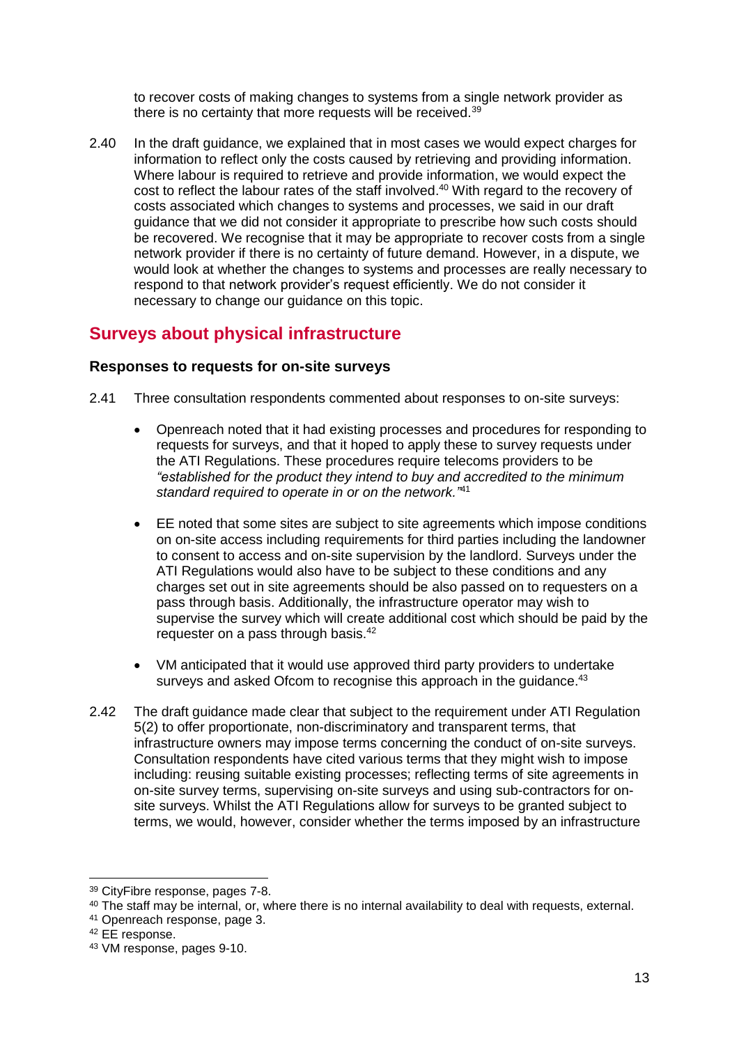to recover costs of making changes to systems from a single network provider as there is no certainty that more requests will be received.[39]

2.40 In the draft guidance, we explained that in most cases we would expect charges for information to reflect only the costs caused by retrieving and providing information. Where labour is required to retrieve and provide information, we would expect the cost to reflect the labour rates of the staff involved.[40] With regard to the recovery of costs associated which changes to systems and processes, we said in our draft guidance that we did not consider it appropriate to prescribe how such costs should be recovered. We recognise that it may be appropriate to recover costs from a single network provider if there is no certainty of future demand. However, in a dispute, we would look at whether the changes to systems and processes are really necessary to respond to that network provider's request efficiently. We do not consider it necessary to change our guidance on this topic.

## Surveys about physical infrastructure

### Responses to requests for on-site surveys

2.41 Three consultation respondents commented about responses to on-site surveys:

- Openreach noted that it had existing processes and procedures for responding to requests for surveys, and that it hoped to apply these to survey requests under the ATI Regulations. These procedures require telecoms providers to be *"established for the product they intend to buy and accredited to the minimum standard required to operate in or on the network."*[41]
- EE noted that some sites are subject to site agreements which impose conditions on on-site access including requirements for third parties including the landowner to consent to access and on-site supervision by the landlord. Surveys under the ATI Regulations would also have to be subject to these conditions and any charges set out in site agreements should be also passed on to requesters on a pass through basis. Additionally, the infrastructure operator may wish to supervise the survey which will create additional cost which should be paid by the requester on a pass through basis.[42]
- VM anticipated that it would use approved third party providers to undertake surveys and asked Ofcom to recognise this approach in the guidance.[43]

2.42 The draft guidance made clear that subject to the requirement under ATI Regulation 5(2) to offer proportionate, non-discriminatory and transparent terms, that infrastructure owners may impose terms concerning the conduct of on-site surveys. Consultation respondents have cited various terms that they might wish to impose including: reusing suitable existing processes; reflecting terms of site agreements in on-site survey terms, supervising on-site surveys and using sub-contractors for on-site surveys. Whilst the ATI Regulations allow for surveys to be granted subject to terms, we would, however, consider whether the terms imposed by an infrastructure

[39] CityFibre response, pages 7-8.

[40] The staff may be internal, or, where there is no internal availability to deal with requests, external.

[41] Openreach response, page 3.

[42] EE response.

[43] VM response, pages 9-10.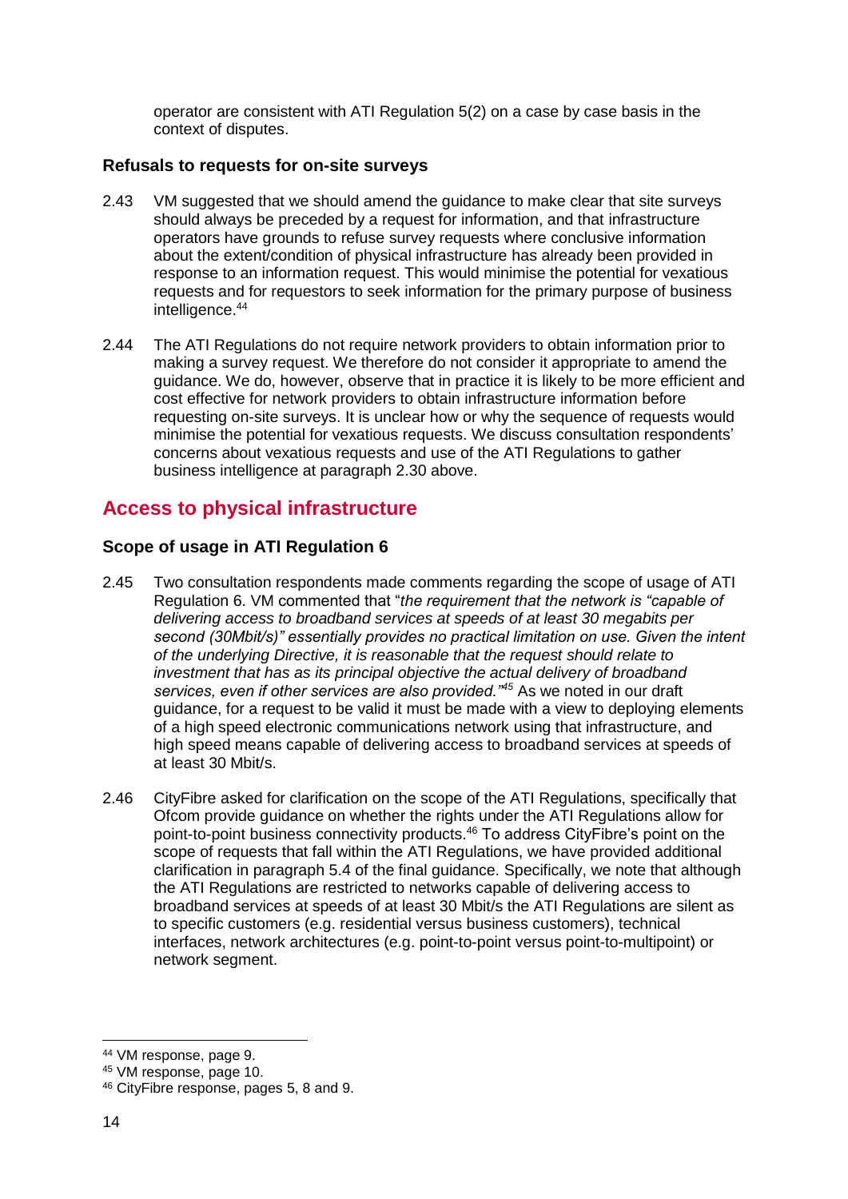operator are consistent with ATI Regulation 5(2) on a case by case basis in the context of disputes.

### Refusals to requests for on-site surveys

2.43 VM suggested that we should amend the guidance to make clear that site surveys should always be preceded by a request for information, and that infrastructure operators have grounds to refuse survey requests where conclusive information about the extent/condition of physical infrastructure has already been provided in response to an information request. This would minimise the potential for vexatious requests and for requestors to seek information for the primary purpose of business intelligence.[44]

2.44 The ATI Regulations do not require network providers to obtain information prior to making a survey request. We therefore do not consider it appropriate to amend the guidance. We do, however, observe that in practice it is likely to be more efficient and cost effective for network providers to obtain infrastructure information before requesting on-site surveys. It is unclear how or why the sequence of requests would minimise the potential for vexatious requests. We discuss consultation respondents' concerns about vexatious requests and use of the ATI Regulations to gather business intelligence at paragraph 2.30 above.

## Access to physical infrastructure

### Scope of usage in ATI Regulation 6

2.45 Two consultation respondents made comments regarding the scope of usage of ATI Regulation 6. VM commented that "*the requirement that the network is "capable of delivering access to broadband services at speeds of at least 30 megabits per second (30Mbit/s)" essentially provides no practical limitation on use. Given the intent of the underlying Directive, it is reasonable that the request should relate to investment that has as its principal objective the actual delivery of broadband services, even if other services are also provided.*"[45] As we noted in our draft guidance, for a request to be valid it must be made with a view to deploying elements of a high speed electronic communications network using that infrastructure, and high speed means capable of delivering access to broadband services at speeds of at least 30 Mbit/s.

2.46 CityFibre asked for clarification on the scope of the ATI Regulations, specifically that Ofcom provide guidance on whether the rights under the ATI Regulations allow for point-to-point business connectivity products.[46] To address CityFibre's point on the scope of requests that fall within the ATI Regulations, we have provided additional clarification in paragraph 5.4 of the final guidance. Specifically, we note that although the ATI Regulations are restricted to networks capable of delivering access to broadband services at speeds of at least 30 Mbit/s the ATI Regulations are silent as to specific customers (e.g. residential versus business customers), technical interfaces, network architectures (e.g. point-to-point versus point-to-multipoint) or network segment.

[44] VM response, page 9.

[45] VM response, page 10.

[46] CityFibre response, pages 5, 8 and 9.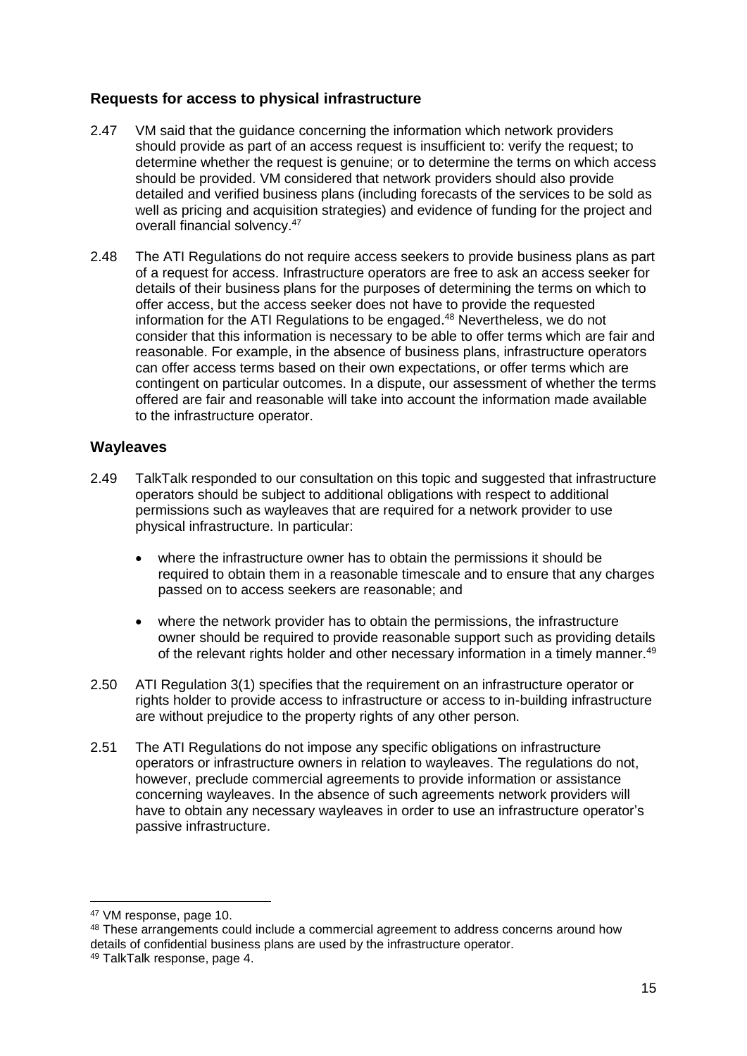## Requests for access to physical infrastructure

2.47 VM said that the guidance concerning the information which network providers should provide as part of an access request is insufficient to: verify the request; to determine whether the request is genuine; or to determine the terms on which access should be provided. VM considered that network providers should also provide detailed and verified business plans (including forecasts of the services to be sold as well as pricing and acquisition strategies) and evidence of funding for the project and overall financial solvency.[47]

2.48 The ATI Regulations do not require access seekers to provide business plans as part of a request for access. Infrastructure operators are free to ask an access seeker for details of their business plans for the purposes of determining the terms on which to offer access, but the access seeker does not have to provide the requested information for the ATI Regulations to be engaged.[48] Nevertheless, we do not consider that this information is necessary to be able to offer terms which are fair and reasonable. For example, in the absence of business plans, infrastructure operators can offer access terms based on their own expectations, or offer terms which are contingent on particular outcomes. In a dispute, our assessment of whether the terms offered are fair and reasonable will take into account the information made available to the infrastructure operator.

## Wayleaves

2.49 TalkTalk responded to our consultation on this topic and suggested that infrastructure operators should be subject to additional obligations with respect to additional permissions such as wayleaves that are required for a network provider to use physical infrastructure. In particular:

- where the infrastructure owner has to obtain the permissions it should be required to obtain them in a reasonable timescale and to ensure that any charges passed on to access seekers are reasonable; and
- where the network provider has to obtain the permissions, the infrastructure owner should be required to provide reasonable support such as providing details of the relevant rights holder and other necessary information in a timely manner.[49]

2.50 ATI Regulation 3(1) specifies that the requirement on an infrastructure operator or rights holder to provide access to infrastructure or access to in-building infrastructure are without prejudice to the property rights of any other person.

2.51 The ATI Regulations do not impose any specific obligations on infrastructure operators or infrastructure owners in relation to wayleaves. The regulations do not, however, preclude commercial agreements to provide information or assistance concerning wayleaves. In the absence of such agreements network providers will have to obtain any necessary wayleaves in order to use an infrastructure operator's passive infrastructure.

---

[47] VM response, page 10.

[48] These arrangements could include a commercial agreement to address concerns around how details of confidential business plans are used by the infrastructure operator.

[49] TalkTalk response, page 4.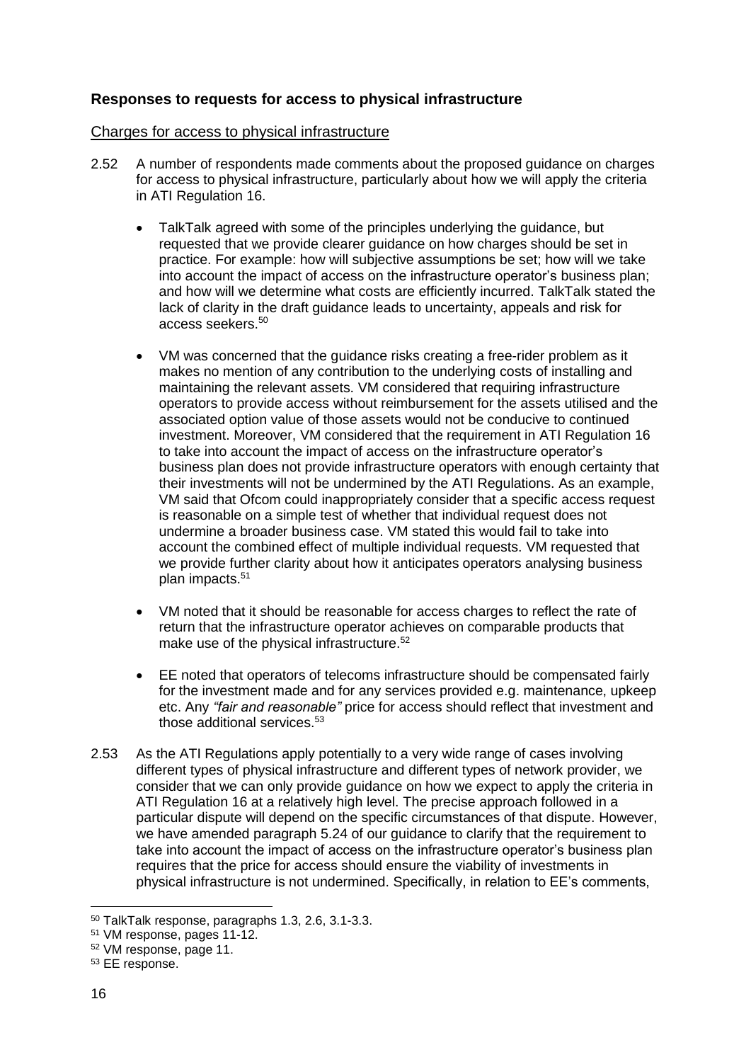## Responses to requests for access to physical infrastructure

### Charges for access to physical infrastructure

2.52 A number of respondents made comments about the proposed guidance on charges for access to physical infrastructure, particularly about how we will apply the criteria in ATI Regulation 16.

- TalkTalk agreed with some of the principles underlying the guidance, but requested that we provide clearer guidance on how charges should be set in practice. For example: how will subjective assumptions be set; how will we take into account the impact of access on the infrastructure operator's business plan; and how will we determine what costs are efficiently incurred. TalkTalk stated the lack of clarity in the draft guidance leads to uncertainty, appeals and risk for access seekers.[50]

- VM was concerned that the guidance risks creating a free-rider problem as it makes no mention of any contribution to the underlying costs of installing and maintaining the relevant assets. VM considered that requiring infrastructure operators to provide access without reimbursement for the assets utilised and the associated option value of those assets would not be conducive to continued investment. Moreover, VM considered that the requirement in ATI Regulation 16 to take into account the impact of access on the infrastructure operator's business plan does not provide infrastructure operators with enough certainty that their investments will not be undermined by the ATI Regulations. As an example, VM said that Ofcom could inappropriately consider that a specific access request is reasonable on a simple test of whether that individual request does not undermine a broader business case. VM stated this would fail to take into account the combined effect of multiple individual requests. VM requested that we provide further clarity about how it anticipates operators analysing business plan impacts.[51]

- VM noted that it should be reasonable for access charges to reflect the rate of return that the infrastructure operator achieves on comparable products that make use of the physical infrastructure.[52]

- EE noted that operators of telecoms infrastructure should be compensated fairly for the investment made and for any services provided e.g. maintenance, upkeep etc. Any *"fair and reasonable"* price for access should reflect that investment and those additional services.[53]

2.53 As the ATI Regulations apply potentially to a very wide range of cases involving different types of physical infrastructure and different types of network provider, we consider that we can only provide guidance on how we expect to apply the criteria in ATI Regulation 16 at a relatively high level. The precise approach followed in a particular dispute will depend on the specific circumstances of that dispute. However, we have amended paragraph 5.24 of our guidance to clarify that the requirement to take into account the impact of access on the infrastructure operator's business plan requires that the price for access should ensure the viability of investments in physical infrastructure is not undermined. Specifically, in relation to EE's comments,

---

[50] TalkTalk response, paragraphs 1.3, 2.6, 3.1-3.3.

[51] VM response, pages 11-12.

[52] VM response, page 11.

[53] EE response.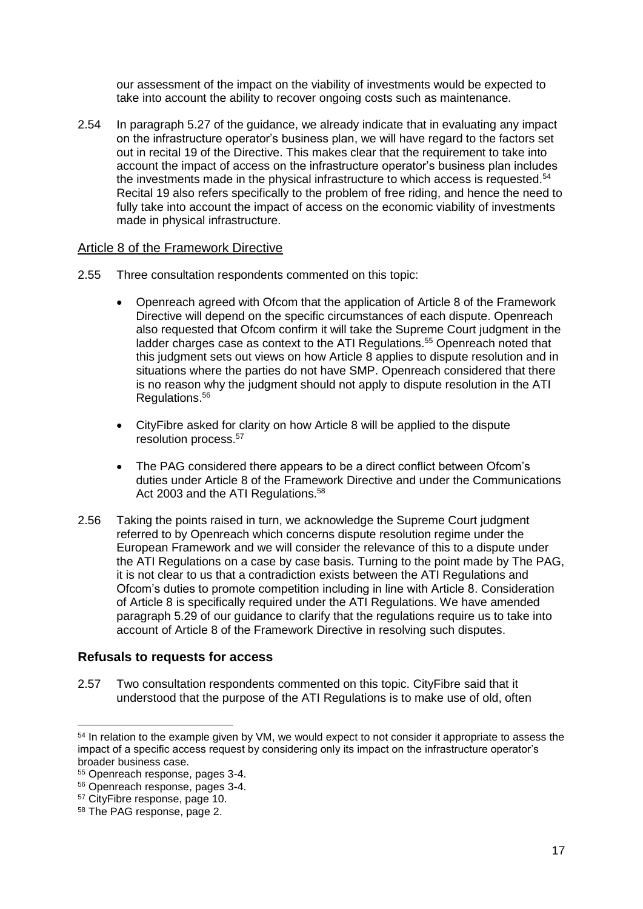our assessment of the impact on the viability of investments would be expected to take into account the ability to recover ongoing costs such as maintenance.

2.54 In paragraph 5.27 of the guidance, we already indicate that in evaluating any impact on the infrastructure operator's business plan, we will have regard to the factors set out in recital 19 of the Directive. This makes clear that the requirement to take into account the impact of access on the infrastructure operator's business plan includes the investments made in the physical infrastructure to which access is requested.[54] Recital 19 also refers specifically to the problem of free riding, and hence the need to fully take into account the impact of access on the economic viability of investments made in physical infrastructure.

### Article 8 of the Framework Directive

2.55 Three consultation respondents commented on this topic:

- Openreach agreed with Ofcom that the application of Article 8 of the Framework Directive will depend on the specific circumstances of each dispute. Openreach also requested that Ofcom confirm it will take the Supreme Court judgment in the ladder charges case as context to the ATI Regulations.[55] Openreach noted that this judgment sets out views on how Article 8 applies to dispute resolution and in situations where the parties do not have SMP. Openreach considered that there is no reason why the judgment should not apply to dispute resolution in the ATI Regulations.[56]
- CityFibre asked for clarity on how Article 8 will be applied to the dispute resolution process.[57]
- The PAG considered there appears to be a direct conflict between Ofcom's duties under Article 8 of the Framework Directive and under the Communications Act 2003 and the ATI Regulations.[58]

2.56 Taking the points raised in turn, we acknowledge the Supreme Court judgment referred to by Openreach which concerns dispute resolution regime under the European Framework and we will consider the relevance of this to a dispute under the ATI Regulations on a case by case basis. Turning to the point made by The PAG, it is not clear to us that a contradiction exists between the ATI Regulations and Ofcom's duties to promote competition including in line with Article 8. Consideration of Article 8 is specifically required under the ATI Regulations. We have amended paragraph 5.29 of our guidance to clarify that the regulations require us to take into account of Article 8 of the Framework Directive in resolving such disputes.

## Refusals to requests for access

2.57 Two consultation respondents commented on this topic. CityFibre said that it understood that the purpose of the ATI Regulations is to make use of old, often

[54] In relation to the example given by VM, we would expect to not consider it appropriate to assess the impact of a specific access request by considering only its impact on the infrastructure operator's broader business case.

[55] Openreach response, pages 3-4.

[56] Openreach response, pages 3-4.

[57] CityFibre response, page 10.

[58] The PAG response, page 2.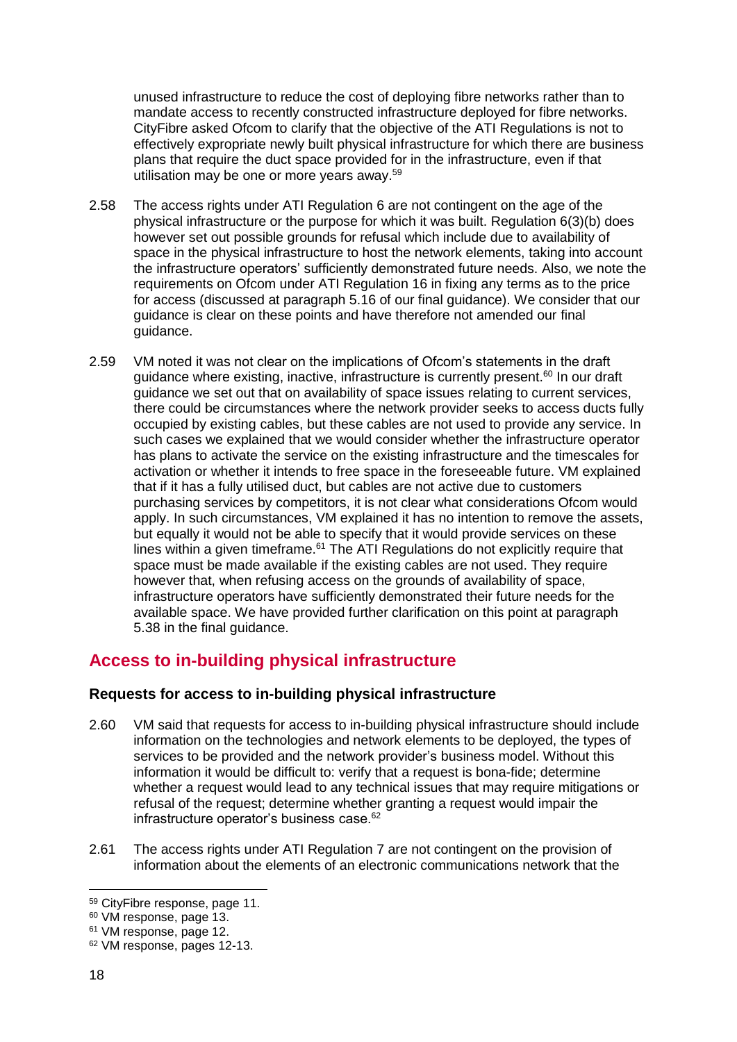unused infrastructure to reduce the cost of deploying fibre networks rather than to mandate access to recently constructed infrastructure deployed for fibre networks. CityFibre asked Ofcom to clarify that the objective of the ATI Regulations is not to effectively expropriate newly built physical infrastructure for which there are business plans that require the duct space provided for in the infrastructure, even if that utilisation may be one or more years away.[59]

2.58 The access rights under ATI Regulation 6 are not contingent on the age of the physical infrastructure or the purpose for which it was built. Regulation 6(3)(b) does however set out possible grounds for refusal which include due to availability of space in the physical infrastructure to host the network elements, taking into account the infrastructure operators' sufficiently demonstrated future needs. Also, we note the requirements on Ofcom under ATI Regulation 16 in fixing any terms as to the price for access (discussed at paragraph 5.16 of our final guidance). We consider that our guidance is clear on these points and have therefore not amended our final guidance.

2.59 VM noted it was not clear on the implications of Ofcom's statements in the draft guidance where existing, inactive, infrastructure is currently present.[60] In our draft guidance we set out that on availability of space issues relating to current services, there could be circumstances where the network provider seeks to access ducts fully occupied by existing cables, but these cables are not used to provide any service. In such cases we explained that we would consider whether the infrastructure operator has plans to activate the service on the existing infrastructure and the timescales for activation or whether it intends to free space in the foreseeable future. VM explained that if it has a fully utilised duct, but cables are not active due to customers purchasing services by competitors, it is not clear what considerations Ofcom would apply. In such circumstances, VM explained it has no intention to remove the assets, but equally it would not be able to specify that it would provide services on these lines within a given timeframe.[61] The ATI Regulations do not explicitly require that space must be made available if the existing cables are not used. They require however that, when refusing access on the grounds of availability of space, infrastructure operators have sufficiently demonstrated their future needs for the available space. We have provided further clarification on this point at paragraph 5.38 in the final guidance.

## Access to in-building physical infrastructure

### Requests for access to in-building physical infrastructure

2.60 VM said that requests for access to in-building physical infrastructure should include information on the technologies and network elements to be deployed, the types of services to be provided and the network provider's business model. Without this information it would be difficult to: verify that a request is bona-fide; determine whether a request would lead to any technical issues that may require mitigations or refusal of the request; determine whether granting a request would impair the infrastructure operator's business case.[62]

2.61 The access rights under ATI Regulation 7 are not contingent on the provision of information about the elements of an electronic communications network that the

[59] CityFibre response, page 11.
[60] VM response, page 13.
[61] VM response, page 12.
[62] VM response, pages 12-13.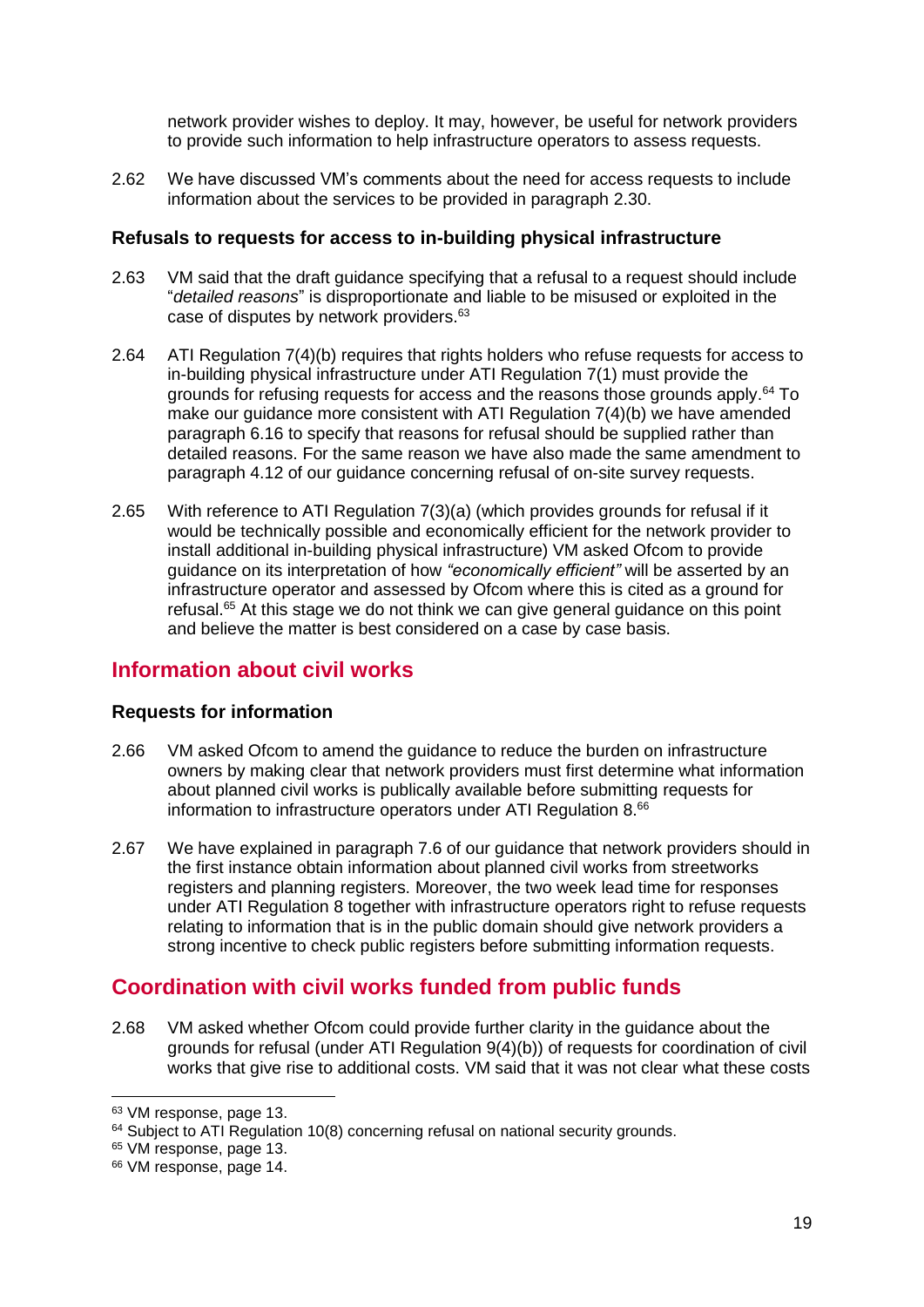network provider wishes to deploy. It may, however, be useful for network providers to provide such information to help infrastructure operators to assess requests.

2.62 We have discussed VM's comments about the need for access requests to include information about the services to be provided in paragraph 2.30.

### Refusals to requests for access to in-building physical infrastructure

2.63 VM said that the draft guidance specifying that a refusal to a request should include "*detailed reasons*" is disproportionate and liable to be misused or exploited in the case of disputes by network providers.[63]

2.64 ATI Regulation 7(4)(b) requires that rights holders who refuse requests for access to in-building physical infrastructure under ATI Regulation 7(1) must provide the grounds for refusing requests for access and the reasons those grounds apply.[64] To make our guidance more consistent with ATI Regulation 7(4)(b) we have amended paragraph 6.16 to specify that reasons for refusal should be supplied rather than detailed reasons. For the same reason we have also made the same amendment to paragraph 4.12 of our guidance concerning refusal of on-site survey requests.

2.65 With reference to ATI Regulation 7(3)(a) (which provides grounds for refusal if it would be technically possible and economically efficient for the network provider to install additional in-building physical infrastructure) VM asked Ofcom to provide guidance on its interpretation of how *"economically efficient"* will be asserted by an infrastructure operator and assessed by Ofcom where this is cited as a ground for refusal.[65] At this stage we do not think we can give general guidance on this point and believe the matter is best considered on a case by case basis.

## Information about civil works

### Requests for information

2.66 VM asked Ofcom to amend the guidance to reduce the burden on infrastructure owners by making clear that network providers must first determine what information about planned civil works is publically available before submitting requests for information to infrastructure operators under ATI Regulation 8.[66]

2.67 We have explained in paragraph 7.6 of our guidance that network providers should in the first instance obtain information about planned civil works from streetworks registers and planning registers. Moreover, the two week lead time for responses under ATI Regulation 8 together with infrastructure operators right to refuse requests relating to information that is in the public domain should give network providers a strong incentive to check public registers before submitting information requests.

## Coordination with civil works funded from public funds

2.68 VM asked whether Ofcom could provide further clarity in the guidance about the grounds for refusal (under ATI Regulation 9(4)(b)) of requests for coordination of civil works that give rise to additional costs. VM said that it was not clear what these costs

---

[63] VM response, page 13.

[64] Subject to ATI Regulation 10(8) concerning refusal on national security grounds.

[65] VM response, page 13.

[66] VM response, page 14.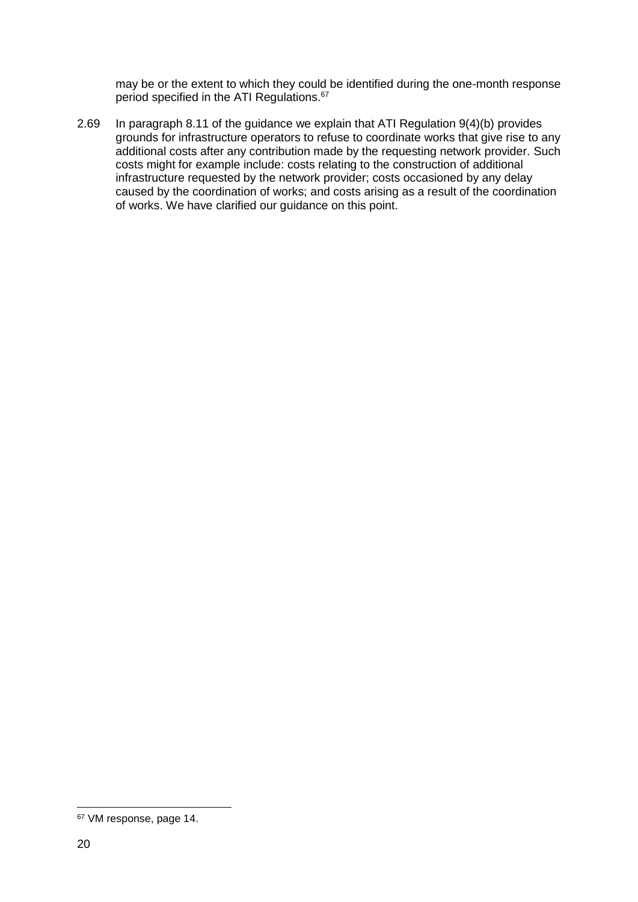may be or the extent to which they could be identified during the one-month response period specified in the ATI Regulations.[67]

2.69 In paragraph 8.11 of the guidance we explain that ATI Regulation 9(4)(b) provides grounds for infrastructure operators to refuse to coordinate works that give rise to any additional costs after any contribution made by the requesting network provider. Such costs might for example include: costs relating to the construction of additional infrastructure requested by the network provider; costs occasioned by any delay caused by the coordination of works; and costs arising as a result of the coordination of works. We have clarified our guidance on this point.

[67] VM response, page 14.